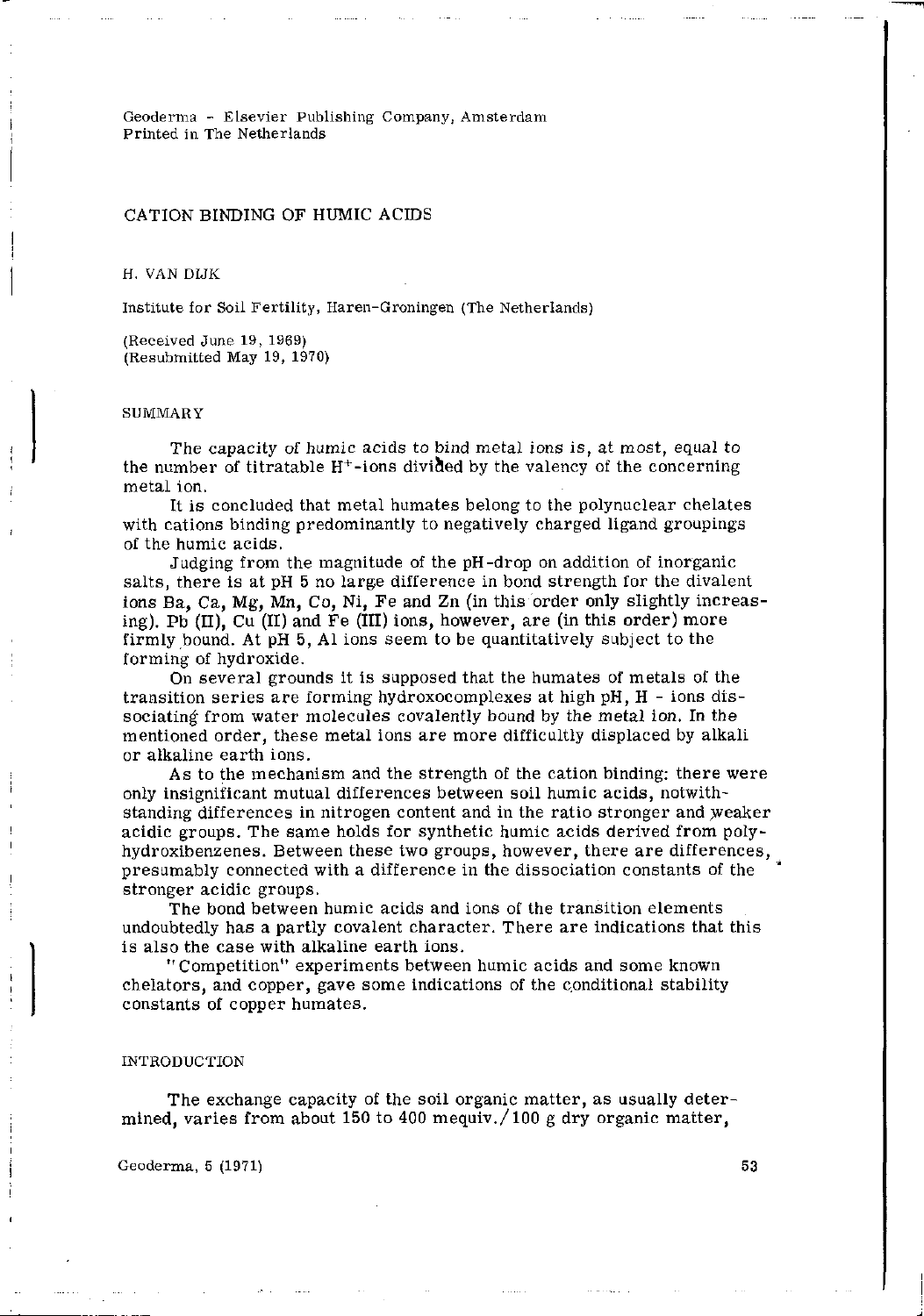Geoderma - Elsevier Publishing Company, Amsterdam
Printed in The Netherlands

# CATION BINDING OF HUMIC ACIDS

H. VAN DIJK

Institute for Soil Fertility, Haren-Groningen (The Netherlands)

(Received June 19, 1969)
(Resubmitted May 19, 1970)

## SUMMARY

The capacity of humic acids to bind metal ions is, at most, equal to the number of titratable $H^+$-ions divided by the valency of the concerning metal ion.

It is concluded that metal humates belong to the polynuclear chelates with cations binding predominantly to negatively charged ligand groupings of the humic acids.

Judging from the magnitude of the pH-drop on addition of inorganic salts, there is at pH 5 no large difference in bond strength for the divalent ions Ba, Ca, Mg, Mn, Co, Ni, Fe and Zn (in this order only slightly increasing). Pb (II), Cu (II) and Fe (III) ions, however, are (in this order) more firmly bound. At pH 5, Al ions seem to be quantitatively subject to the forming of hydroxide.

On several grounds it is supposed that the humates of metals of the transition series are forming hydroxocomplexes at high pH, H - ions dissociating from water molecules covalently bound by the metal ion. In the mentioned order, these metal ions are more difficultly displaced by alkali or alkaline earth ions.

As to the mechanism and the strength of the cation binding: there were only insignificant mutual differences between soil humic acids, notwithstanding differences in nitrogen content and in the ratio stronger and weaker acidic groups. The same holds for synthetic humic acids derived from polyhydroxibenzenes. Between these two groups, however, there are differences, presumably connected with a difference in the dissociation constants of the stronger acidic groups.

The bond between humic acids and ions of the transition elements undoubtedly has a partly covalent character. There are indications that this is also the case with alkaline earth ions.

"Competition" experiments between humic acids and some known chelators, and copper, gave some indications of the conditional stability constants of copper humates.

## INTRODUCTION

The exchange capacity of the soil organic matter, as usually determined, varies from about 150 to 400 mequiv./100 g dry organic matter,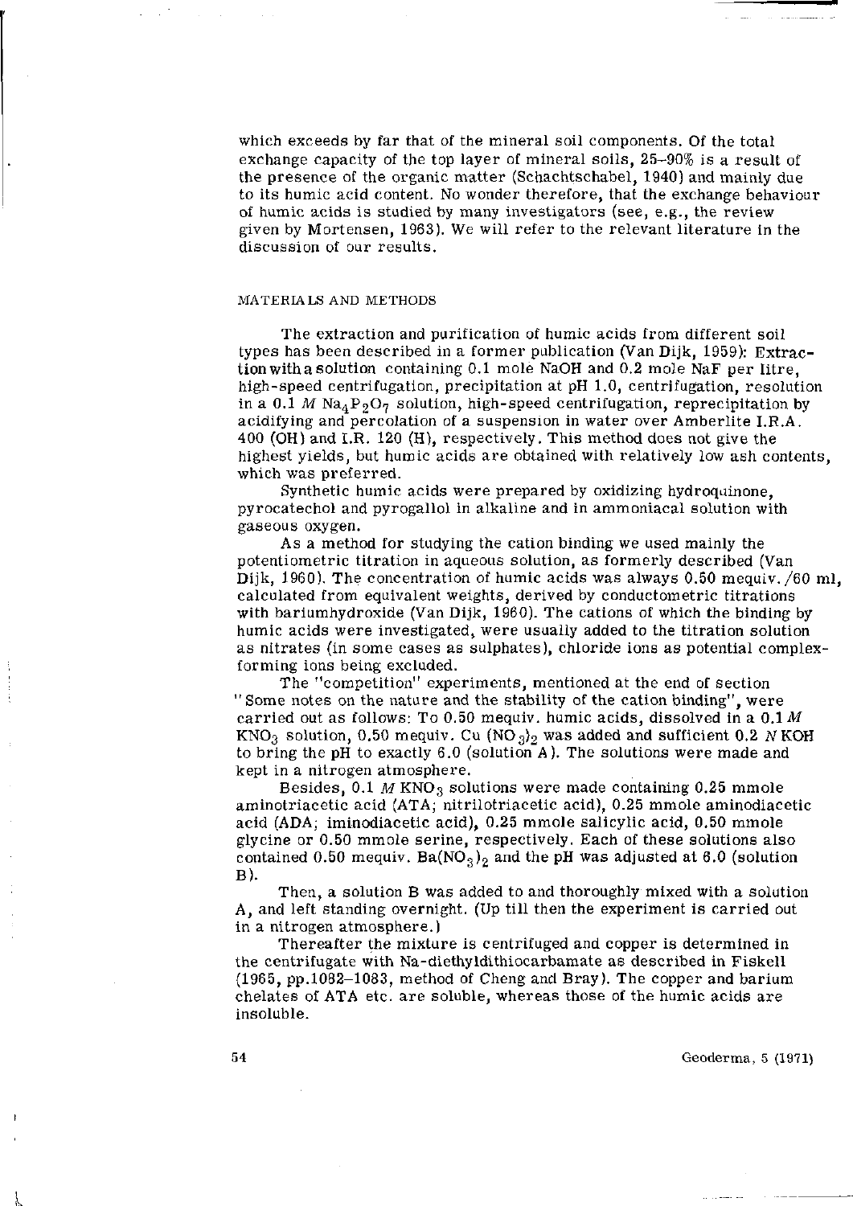which exceeds by far that of the mineral soil components. Of the total exchange capacity of the top layer of mineral soils, 25–90% is a result of the presence of the organic matter (Schachtschabel, 1940) and mainly due to its humic acid content. No wonder therefore, that the exchange behaviour of humic acids is studied by many investigators (see, e.g., the review given by Mortensen, 1963). We will refer to the relevant literature in the discussion of our results.

## MATERIALS AND METHODS

The extraction and purification of humic acids from different soil types has been described in a former publication (Van Dijk, 1959): Extraction with a solution containing 0.1 mole NaOH and 0.2 mole NaF per litre, high-speed centrifugation, precipitation at pH 1.0, centrifugation, resolution in a 0.1 $M$ $Na_4P_2O_7$ solution, high-speed centrifugation, reprecipitation by acidifying and percolation of a suspension in water over Amberlite I.R.A. 400 (OH) and I.R. 120 (H), respectively. This method does not give the highest yields, but humic acids are obtained with relatively low ash contents, which was preferred.

Synthetic humic acids were prepared by oxidizing hydroquinone, pyrocatechol and pyrogallol in alkaline and in ammoniacal solution with gaseous oxygen.

As a method for studying the cation binding we used mainly the potentiometric titration in aqueous solution, as formerly described (Van Dijk, 1960). The concentration of humic acids was always 0.50 mequiv./60 ml, calculated from equivalent weights, derived by conductometric titrations with bariumhydroxide (Van Dijk, 1960). The cations of which the binding by humic acids were investigated, were usually added to the titration solution as nitrates (in some cases as sulphates), chloride ions as potential complex-forming ions being excluded.

The "competition" experiments, mentioned at the end of section "Some notes on the nature and the stability of the cation binding", were carried out as follows: To 0.50 mequiv. humic acids, dissolved in a 0.1 $M$ $KNO_3$ solution, 0.50 mequiv. $Cu(NO_3)_2$ was added and sufficient 0.2 $N$ KOH to bring the pH to exactly 6.0 (solution A). The solutions were made and kept in a nitrogen atmosphere.

Besides, 0.1 $M$ $KNO_3$ solutions were made containing 0.25 mmole aminotriacetic acid (ATA; nitrilotriacetic acid), 0.25 mmole aminodiacetic acid (ADA; iminodiacetic acid), 0.25 mmole salicylic acid, 0.50 mmole glycine or 0.50 mmole serine, respectively. Each of these solutions also contained 0.50 mequiv. $Ba(NO_3)_2$ and the pH was adjusted at 6.0 (solution B).

Then, a solution B was added to and thoroughly mixed with a solution A, and left standing overnight. (Up till then the experiment is carried out in a nitrogen atmosphere.)

Thereafter the mixture is centrifuged and copper is determined in the centrifugate with Na-diethyldithiocarbamate as described in Fiskell (1965, pp.1082–1083, method of Cheng and Bray). The copper and barium chelates of ATA etc. are soluble, whereas those of the humic acids are insoluble.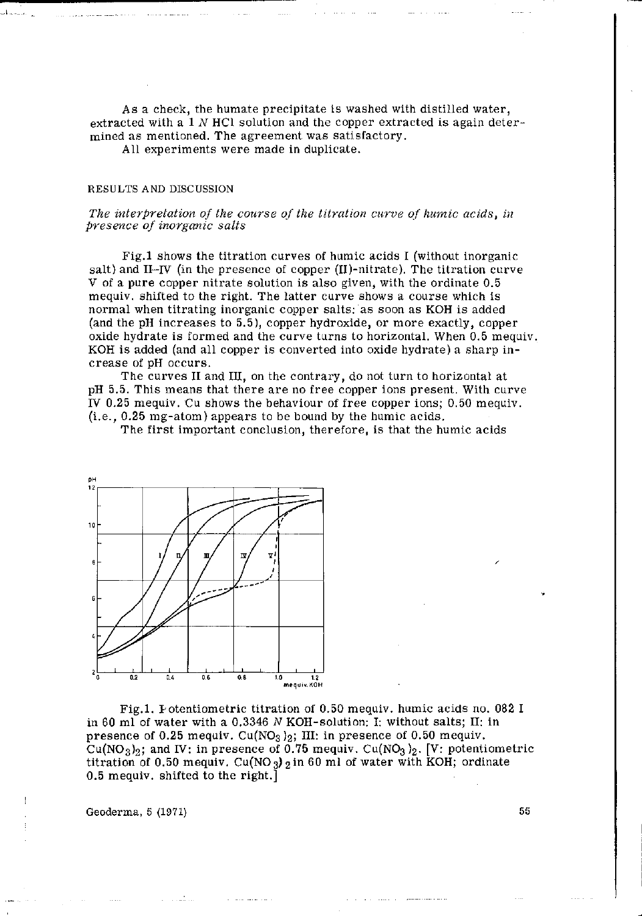As a check, the humate precipitate is washed with distilled water, extracted with a 1 *N* HCl solution and the copper extracted is again determined as mentioned. The agreement was satisfactory.

All experiments were made in duplicate.

## RESULTS AND DISCUSSION

### *The interpretation of the course of the titration curve of humic acids, in presence of inorganic salts*

Fig.1 shows the titration curves of humic acids I (without inorganic salt) and II–IV (in the presence of copper (II)-nitrate). The titration curve V of a pure copper nitrate solution is also given, with the ordinate 0.5 mequiv. shifted to the right. The latter curve shows a course which is normal when titrating inorganic copper salts: as soon as KOH is added (and the pH increases to 5.5), copper hydroxide, or more exactly, copper oxide hydrate is formed and the curve turns to horizontal. When 0.5 mequiv. KOH is added (and all copper is converted into oxide hydrate) a sharp increase of pH occurs.

The curves II and III, on the contrary, do not turn to horizontal at pH 5.5. This means that there are no free copper ions present. With curve IV 0.25 mequiv. Cu shows the behaviour of free copper ions; 0.50 mequiv. (i.e., 0.25 mg-atom) appears to be bound by the humic acids.

The first important conclusion, therefore, is that the humic acids

Fig.1. Potentiometric titration of 0.50 mequiv. humic acids no. 082 I in 60 ml of water with a 0.3346 *N* KOH-solution: I: without salts; II: in presence of 0.25 mequiv. $Cu(NO_3)_2$; III: in presence of 0.50 mequiv. $Cu(NO_3)_2$; and IV: in presence of 0.75 mequiv. $Cu(NO_3)_2$. [V: potentiometric titration of 0.50 mequiv. $Cu(NO_3)_2$ in 60 ml of water with KOH; ordinate 0.5 mequiv. shifted to the right.]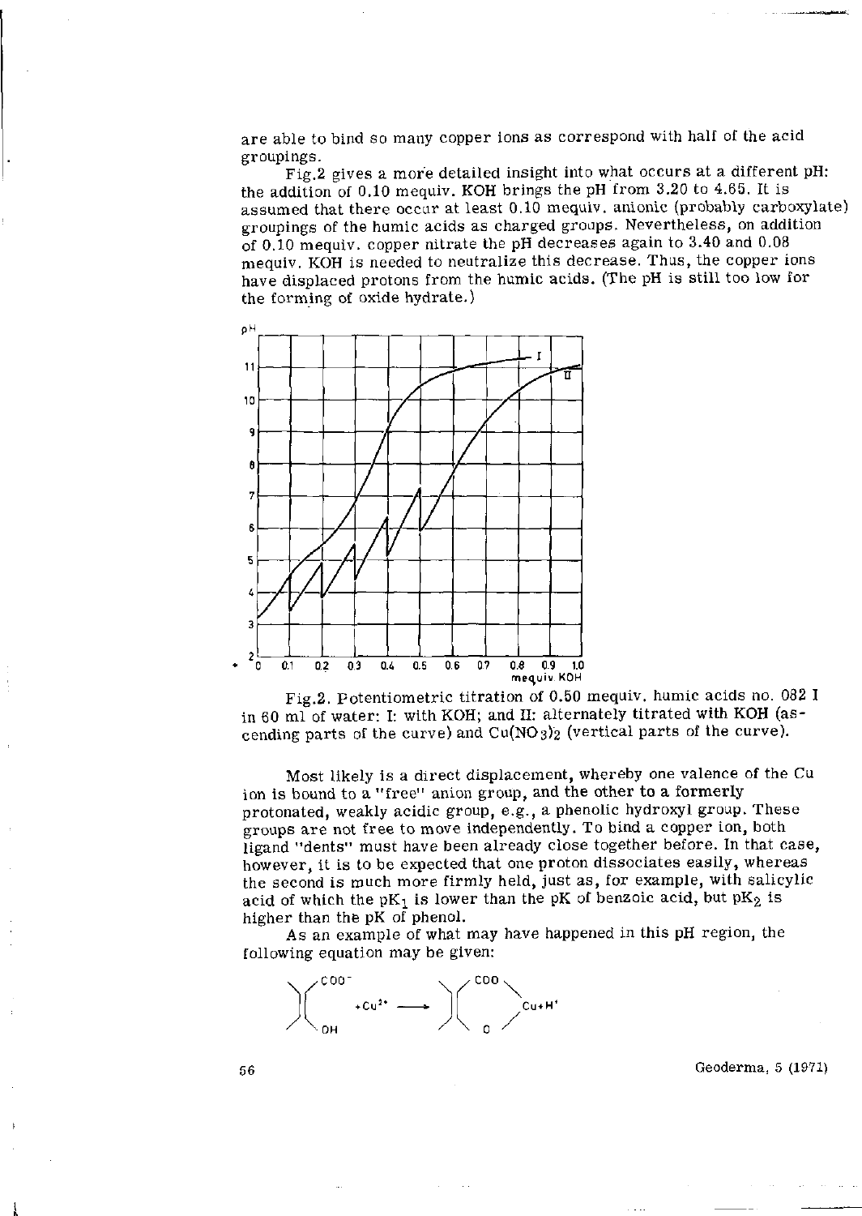are able to bind so many copper ions as correspond with half of the acid groupings.

Fig.2 gives a more detailed insight into what occurs at a different pH: the addition of 0.10 mequiv. KOH brings the pH from 3.20 to 4.65. It is assumed that there occur at least 0.10 mequiv. anionic (probably carboxylate) groupings of the humic acids as charged groups. Nevertheless, on addition of 0.10 mequiv. copper nitrate the pH decreases again to 3.40 and 0.08 mequiv. KOH is needed to neutralize this decrease. Thus, the copper ions have displaced protons from the humic acids. (The pH is still too low for the forming of oxide hydrate.)

Fig.2. Potentiometric titration of 0.50 mequiv. humic acids no. 082 I in 60 ml of water: I: with KOH; and II: alternately titrated with KOH (ascending parts of the curve) and $Cu(NO_3)_2$ (vertical parts of the curve).

Most likely is a direct displacement, whereby one valence of the Cu ion is bound to a "free" anion group, and the other to a formerly protonated, weakly acidic group, e.g., a phenolic hydroxyl group. These groups are not free to move independently. To bind a copper ion, both ligand "dents" must have been already close together before. In that case, however, it is to be expected that one proton dissociates easily, whereas the second is much more firmly held, just as, for example, with salicylic acid of which the $pK_1$ is lower than the pK of benzoic acid, but $pK_2$ is higher than the pK of phenol.

As an example of what may have happened in this pH region, the following equation may be given:

$$\text{>C(COO}^-\text{)=C(OH)<} + Cu^{2+} \longrightarrow \text{>C(COO)=C(O)<Cu} + H^+$$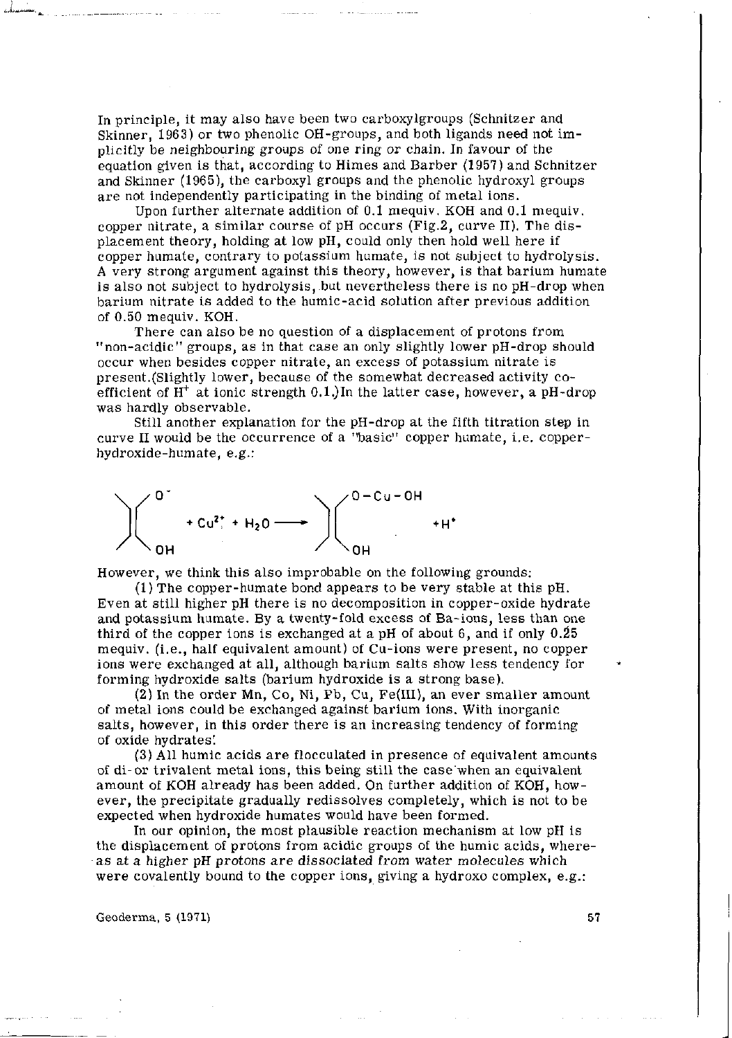In principle, it may also have been two carboxylgroups (Schnitzer and Skinner, 1963) or two phenolic OH-groups, and both ligands need not implicitly be neighbouring groups of one ring or chain. In favour of the equation given is that, according to Himes and Barber (1957) and Schnitzer and Skinner (1965), the carboxyl groups and the phenolic hydroxyl groups are not independently participating in the binding of metal ions.

Upon further alternate addition of 0.1 mequiv. KOH and 0.1 mequiv. copper nitrate, a similar course of pH occurs (Fig.2, curve II). The displacement theory, holding at low pH, could only then hold well here if copper humate, contrary to potassium humate, is not subject to hydrolysis. A very strong argument against this theory, however, is that barium humate is also not subject to hydrolysis, but nevertheless there is no pH-drop when barium nitrate is added to the humic-acid solution after previous addition of 0.50 mequiv. KOH.

There can also be no question of a displacement of protons from "non-acidic" groups, as in that case an only slightly lower pH-drop should occur when besides copper nitrate, an excess of potassium nitrate is present.(Slightly lower, because of the somewhat decreased activity coefficient of $H^+$ at ionic strength 0.1.) In the latter case, however, a pH-drop was hardly observable.

Still another explanation for the pH-drop at the fifth titration step in curve II would be the occurrence of a "basic" copper humate, i.e. copper-hydroxide-humate, e.g.:

$$\text{R}(-O^-)(-OH) + Cu^{2+} + H_2O \longrightarrow \text{R}(-O-Cu-OH)(-OH) + H^+$$

However, we think this also improbable on the following grounds:

(1) The copper-humate bond appears to be very stable at this pH. Even at still higher pH there is no decomposition in copper-oxide hydrate and potassium humate. By a twenty-fold excess of Ba-ions, less than one third of the copper ions is exchanged at a pH of about 6, and if only 0.25 mequiv. (i.e., half equivalent amount) of Cu-ions were present, no copper ions were exchanged at all, although barium salts show less tendency for forming hydroxide salts (barium hydroxide is a strong base).

(2) In the order Mn, Co, Ni, Pb, Cu, Fe(III), an ever smaller amount of metal ions could be exchanged against barium ions. With inorganic salts, however, in this order there is an increasing tendency of forming of oxide hydrates!

(3) All humic acids are flocculated in presence of equivalent amounts of di- or trivalent metal ions, this being still the case when an equivalent amount of KOH already has been added. On further addition of KOH, however, the precipitate gradually redissolves completely, which is not to be expected when hydroxide humates would have been formed.

In our opinion, the most plausible reaction mechanism at low pH is the displacement of protons from acidic groups of the humic acids, whereas at a higher pH protons are dissociated from water molecules which were covalently bound to the copper ions, giving a hydroxo complex, e.g.: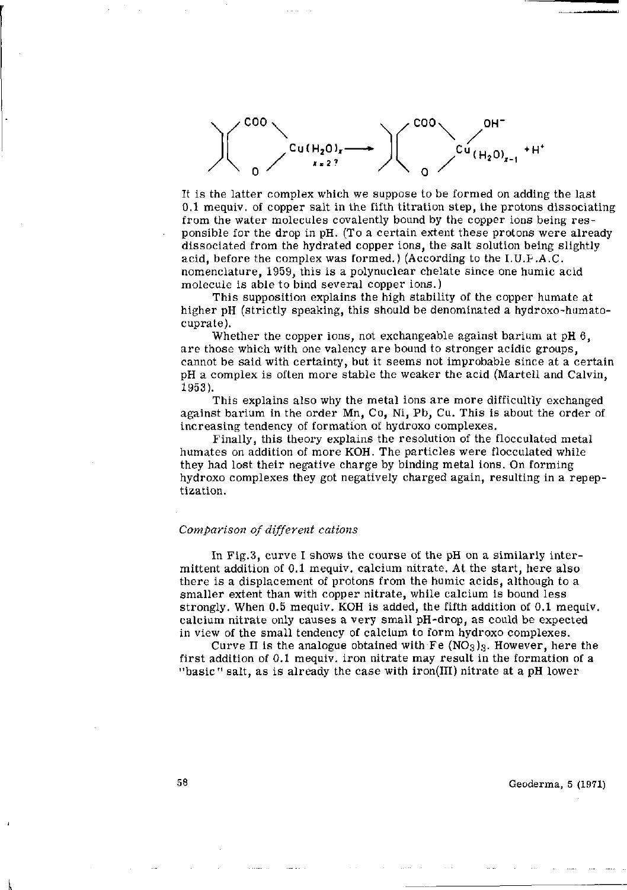$$\left.\right)\left(\begin{matrix} COO \\ O \end{matrix}\right\rangle Cu(H_2O)_x \xrightarrow{} \left.\right)\left(\begin{matrix} COO \\ O \end{matrix}\right\rangle Cu\begin{matrix} OH^- \\ (H_2O)_{x-1} \end{matrix} + H^+ \qquad x = 2?$$

It is the latter complex which we suppose to be formed on adding the last 0.1 mequiv. of copper salt in the fifth titration step, the protons dissociating from the water molecules covalently bound by the copper ions being responsible for the drop in pH. (To a certain extent these protons were already dissociated from the hydrated copper ions, the salt solution being slightly acid, before the complex was formed.) (According to the I.U.P.A.C. nomenclature, 1959, this is a polynuclear chelate since one humic acid molecule is able to bind several copper ions.)

This supposition explains the high stability of the copper humate at higher pH (strictly speaking, this should be denominated a hydroxo-humatocuprate).

Whether the copper ions, not exchangeable against barium at pH 6, are those which with one valency are bound to stronger acidic groups, cannot be said with certainty, but it seems not improbable since at a certain pH a complex is often more stable the weaker the acid (Martell and Calvin, 1953).

This explains also why the metal ions are more difficultly exchanged against barium in the order Mn, Co, Ni, Pb, Cu. This is about the order of increasing tendency of formation of hydroxo complexes.

Finally, this theory explains the resolution of the flocculated metal humates on addition of more KOH. The particles were flocculated while they had lost their negative charge by binding metal ions. On forming hydroxo complexes they got negatively charged again, resulting in a repeptization.

### *Comparison of different cations*

In Fig.3, curve I shows the course of the pH on a similarly intermittent addition of 0.1 mequiv. calcium nitrate. At the start, here also there is a displacement of protons from the humic acids, although to a smaller extent than with copper nitrate, while calcium is bound less strongly. When 0.5 mequiv. KOH is added, the fifth addition of 0.1 mequiv. calcium nitrate only causes a very small pH-drop, as could be expected in view of the small tendency of calcium to form hydroxo complexes.

Curve II is the analogue obtained with $Fe(NO_3)_3$. However, here the first addition of 0.1 mequiv. iron nitrate may result in the formation of a "basic" salt, as is already the case with iron(III) nitrate at a pH lower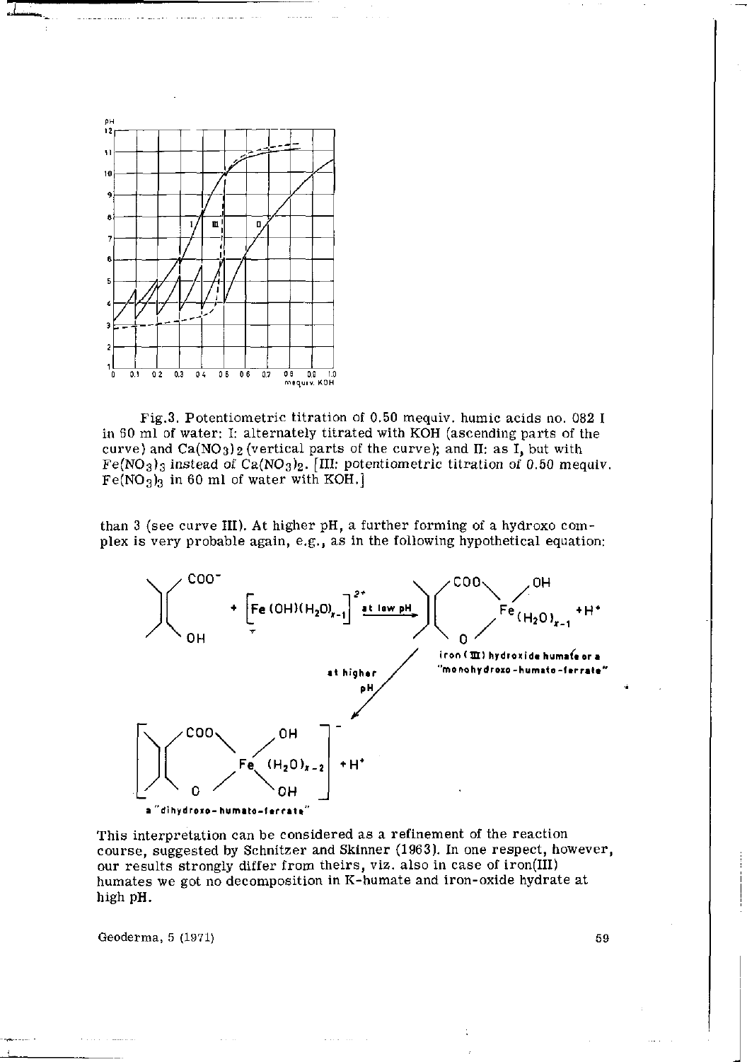Fig.3. Potentiometric titration of 0.50 mequiv. humic acids no. 082 I in 60 ml of water: I: alternately titrated with KOH (ascending parts of the curve) and $Ca(NO_3)_2$ (vertical parts of the curve); and II: as I, but with $Fe(NO_3)_3$ instead of $Ca(NO_3)_2$. [III: potentiometric titration of 0.50 mequiv. $Fe(NO_3)_3$ in 60 ml of water with KOH.]

than 3 (see curve III). At higher pH, a further forming of a hydroxo complex is very probable again, e.g., as in the following hypothetical equation:

$$\text{R}\begin{matrix}COO^- \\ OH\end{matrix} + \left[Fe(OH)(H_2O)_{x-1}\right]^{2+} \xrightarrow{\text{at low pH}} \text{R}\begin{matrix}COO \\ O\end{matrix}\!\!>\!Fe\begin{matrix}OH \\ (H_2O)_{x-1}\end{matrix} + H^+$$

iron(III) hydroxide humate or a "monohydroxo-humato-ferrate"

at higher pH:

$$\left[\text{R}\begin{matrix}COO \\ O\end{matrix}\!\!>\!Fe\begin{matrix}OH \\ (H_2O)_{x-2} \\ OH\end{matrix}\right]^- + H^+$$

a "dihydroxo-humato-ferrate"

This interpretation can be considered as a refinement of the reaction course, suggested by Schnitzer and Skinner (1963). In one respect, however, our results strongly differ from theirs, viz. also in case of iron(III) humates we got no decomposition in K-humate and iron-oxide hydrate at high pH.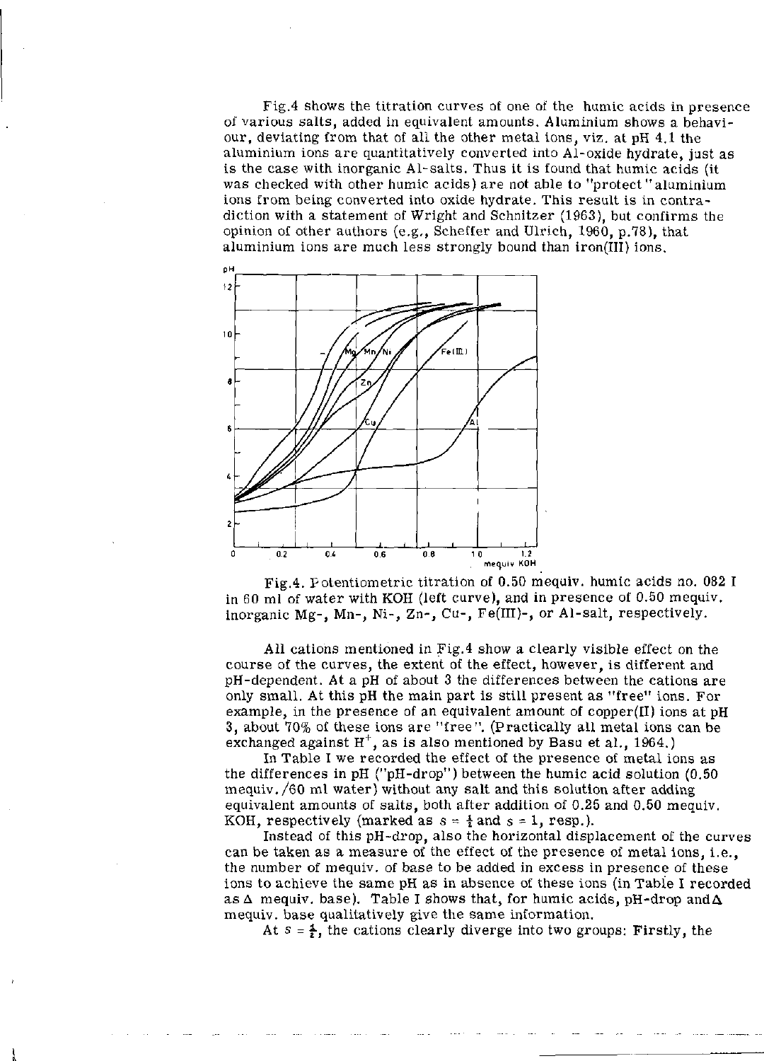Fig.4 shows the titration curves of one of the humic acids in presence of various salts, added in equivalent amounts. Aluminium shows a behaviour, deviating from that of all the other metal ions, viz. at pH 4.1 the aluminium ions are quantitatively converted into Al-oxide hydrate, just as is the case with inorganic Al-salts. Thus it is found that humic acids (it was checked with other humic acids) are not able to "protect" aluminium ions from being converted into oxide hydrate. This result is in contradiction with a statement of Wright and Schnitzer (1963), but confirms the opinion of other authors (e.g., Scheffer and Ulrich, 1960, p.78), that aluminium ions are much less strongly bound than iron(III) ions.

Fig.4. Potentiometric titration of 0.50 mequiv. humic acids no. 082 I in 60 ml of water with KOH (left curve), and in presence of 0.50 mequiv. inorganic Mg-, Mn-, Ni-, Zn-, Cu-, Fe(III)-, or Al-salt, respectively.

All cations mentioned in Fig.4 show a clearly visible effect on the course of the curves, the extent of the effect, however, is different and pH-dependent. At a pH of about 3 the differences between the cations are only small. At this pH the main part is still present as "free" ions. For example, in the presence of an equivalent amount of copper(II) ions at pH 3, about 70% of these ions are "free". (Practically all metal ions can be exchanged against $H^+$, as is also mentioned by Basu et al., 1964.)

In Table I we recorded the effect of the presence of metal ions as the differences in pH ("pH-drop") between the humic acid solution (0.50 mequiv./60 ml water) without any salt and this solution after adding equivalent amounts of salts, both after addition of 0.25 and 0.50 mequiv. KOH, respectively (marked as $s = \frac{1}{2}$ and $s = 1$, resp.).

Instead of this pH-drop, also the horizontal displacement of the curves can be taken as a measure of the effect of the presence of metal ions, i.e., the number of mequiv. of base to be added in excess in presence of these ions to achieve the same pH as in absence of these ions (in Table I recorded as $\Delta$ mequiv. base). Table I shows that, for humic acids, pH-drop and $\Delta$ mequiv. base qualitatively give the same information.

At $s = \frac{1}{2}$, the cations clearly diverge into two groups: Firstly, the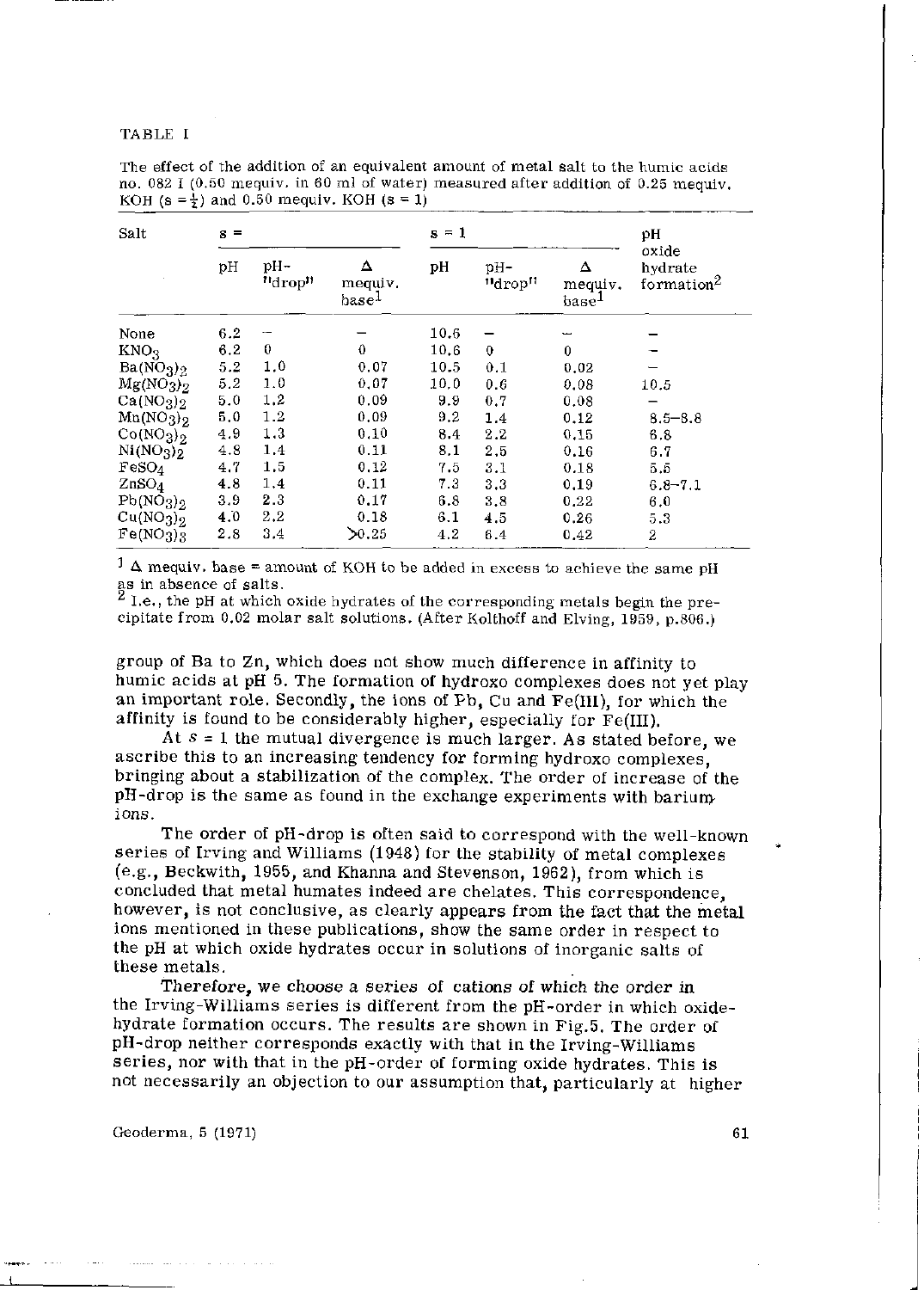TABLE I

The effect of the addition of an equivalent amount of metal salt to the humic acids no. 082 I (0.50 mequiv. in 60 ml of water) measured after addition of 0.25 mequiv. KOH ($s = \frac{1}{2}$) and 0.50 mequiv. KOH ($s = 1$)

| Salt | $s = \frac{1}{2}$ | | | $s = 1$ | | | pH oxide hydrate formation[2] |
|---|---|---|---|---|---|---|---|
| | pH | pH-"drop" | Δ mequiv. base[1] | pH | pH-"drop" | Δ mequiv. base[1] | |
| None | 6.2 | – | – | 10.6 | – | – | – |
| $KNO_3$ | 6.2 | 0 | 0 | 10.6 | 0 | 0 | – |
| $Ba(NO_3)_2$ | 5.2 | 1.0 | 0.07 | 10.5 | 0.1 | 0.02 | – |
| $Mg(NO_3)_2$ | 5.2 | 1.0 | 0.07 | 10.0 | 0.6 | 0.08 | 10.5 |
| $Ca(NO_3)_2$ | 5.0 | 1.2 | 0.09 | 9.9 | 0.7 | 0.08 | – |
| $Mn(NO_3)_2$ | 5.0 | 1.2 | 0.09 | 9.2 | 1.4 | 0.12 | 8.5–8.8 |
| $Co(NO_3)_2$ | 4.9 | 1.3 | 0.10 | 8.4 | 2.2 | 0.15 | 6.8 |
| $Ni(NO_3)_2$ | 4.8 | 1.4 | 0.11 | 8.1 | 2.5 | 0.16 | 6.7 |
| $FeSO_4$ | 4.7 | 1.5 | 0.12 | 7.5 | 3.1 | 0.18 | 5.5 |
| $ZnSO_4$ | 4.8 | 1.4 | 0.11 | 7.3 | 3.3 | 0.19 | 6.8–7.1 |
| $Pb(NO_3)_2$ | 3.9 | 2.3 | 0.17 | 6.8 | 3.8 | 0.22 | 6.0 |
| $Cu(NO_3)_2$ | 4.0 | 2.2 | 0.18 | 6.1 | 4.5 | 0.26 | 5.3 |
| $Fe(NO_3)_3$ | 2.8 | 3.4 | >0.25 | 4.2 | 6.4 | 0.42 | 2 |

[1] Δ mequiv. base = amount of KOH to be added in excess to achieve the same pH as in absence of salts.
[2] I.e., the pH at which oxide hydrates of the corresponding metals begin the precipitate from 0.02 molar salt solutions. (After Kolthoff and Elving, 1959, p.806.)

group of Ba to Zn, which does not show much difference in affinity to humic acids at pH 5. The formation of hydroxo complexes does not yet play an important role. Secondly, the ions of Pb, Cu and Fe(III), for which the affinity is found to be considerably higher, especially for Fe(III).

At $s = 1$ the mutual divergence is much larger. As stated before, we ascribe this to an increasing tendency for forming hydroxo complexes, bringing about a stabilization of the complex. The order of increase of the pH-drop is the same as found in the exchange experiments with barium ions.

The order of pH-drop is often said to correspond with the well-known series of Irving and Williams (1948) for the stability of metal complexes (e.g., Beckwith, 1955, and Khanna and Stevenson, 1962), from which is concluded that metal humates indeed are chelates. This correspondence, however, is not conclusive, as clearly appears from the fact that the metal ions mentioned in these publications, show the same order in respect to the pH at which oxide hydrates occur in solutions of inorganic salts of these metals.

Therefore, we choose a series of cations of which the order in the Irving-Williams series is different from the pH-order in which oxide-hydrate formation occurs. The results are shown in Fig.5. The order of pH-drop neither corresponds exactly with that in the Irving-Williams series, nor with that in the pH-order of forming oxide hydrates. This is not necessarily an objection to our assumption that, particularly at higher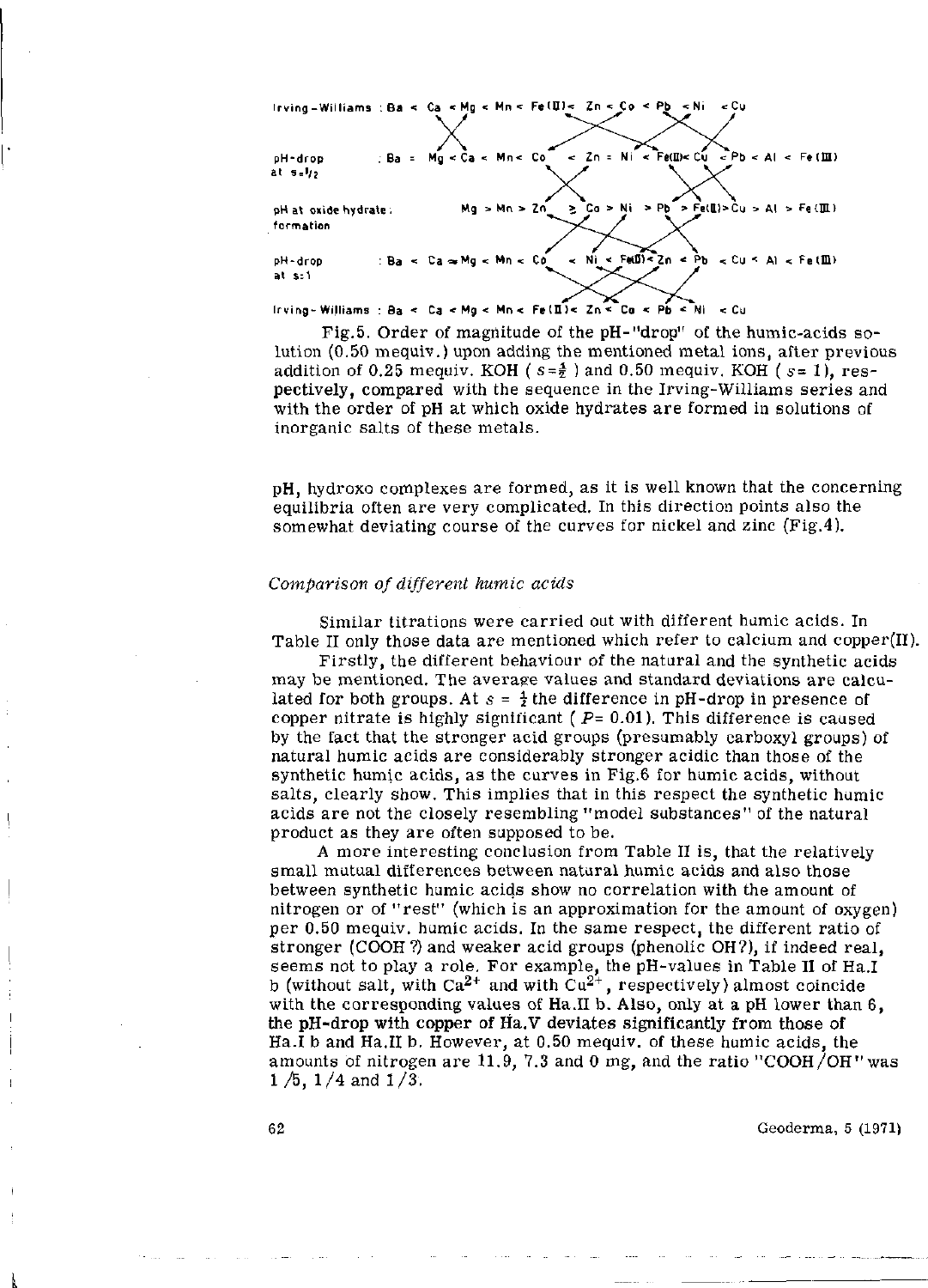Irving-Williams : Ba < Ca < Mg < Mn < Fe(II) < Zn < Co < Pb < Ni < Cu

pH-drop at $s = 1/2$ : Ba = Mg < Ca < Mn < Co < Zn = Ni < Fe(II) < Cu < Pb < Al < Fe(III)

pH at oxide hydrate formation : Mg > Mn > Zn ≥ Co > Ni > Pb > Fe(II) > Cu > Al > Fe(III)

pH-drop at $s = 1$ : Ba < Ca ≈ Mg < Mn < Co < Ni < Fe(II) < Zn < Pb < Cu < Al < Fe(III)

Irving-Williams : Ba < Ca < Mg < Mn < Fe(II) < Zn < Co < Pb < Ni < Cu

Fig.5. Order of magnitude of the pH-"drop" of the humic-acids solution (0.50 mequiv.) upon adding the mentioned metal ions, after previous addition of 0.25 mequiv. KOH ( $s = \frac{1}{2}$ ) and 0.50 mequiv. KOH ( $s = 1$), respectively, compared with the sequence in the Irving-Williams series and with the order of pH at which oxide hydrates are formed in solutions of inorganic salts of these metals.

pH, hydroxo complexes are formed, as it is well known that the concerning equilibria often are very complicated. In this direction points also the somewhat deviating course of the curves for nickel and zinc (Fig.4).

### *Comparison of different humic acids*

Similar titrations were carried out with different humic acids. In Table II only those data are mentioned which refer to calcium and copper(II).

Firstly, the different behaviour of the natural and the synthetic acids may be mentioned. The average values and standard deviations are calculated for both groups. At $s = \frac{1}{2}$ the difference in pH-drop in presence of copper nitrate is highly significant ( $P = 0.01$). This difference is caused by the fact that the stronger acid groups (presumably carboxyl groups) of natural humic acids are considerably stronger acidic than those of the synthetic humic acids, as the curves in Fig.6 for humic acids, without salts, clearly show. This implies that in this respect the synthetic humic acids are not the closely resembling "model substances" of the natural product as they are often supposed to be.

A more interesting conclusion from Table II is, that the relatively small mutual differences between natural humic acids and also those between synthetic humic acids show no correlation with the amount of nitrogen or of "rest" (which is an approximation for the amount of oxygen) per 0.50 mequiv. humic acids. In the same respect, the different ratio of stronger (COOH ?) and weaker acid groups (phenolic OH?), if indeed real, seems not to play a role. For example, the pH-values in Table II of Ha.I b (without salt, with $Ca^{2+}$ and with $Cu^{2+}$, respectively) almost coincide with the corresponding values of Ha.II b. Also, only at a pH lower than 6, the pH-drop with copper of Ha.V deviates significantly from those of Ha.I b and Ha.II b. However, at 0.50 mequiv. of these humic acids, the amounts of nitrogen are 11.9, 7.3 and 0 mg, and the ratio "COOH/OH" was 1/5, 1/4 and 1/3.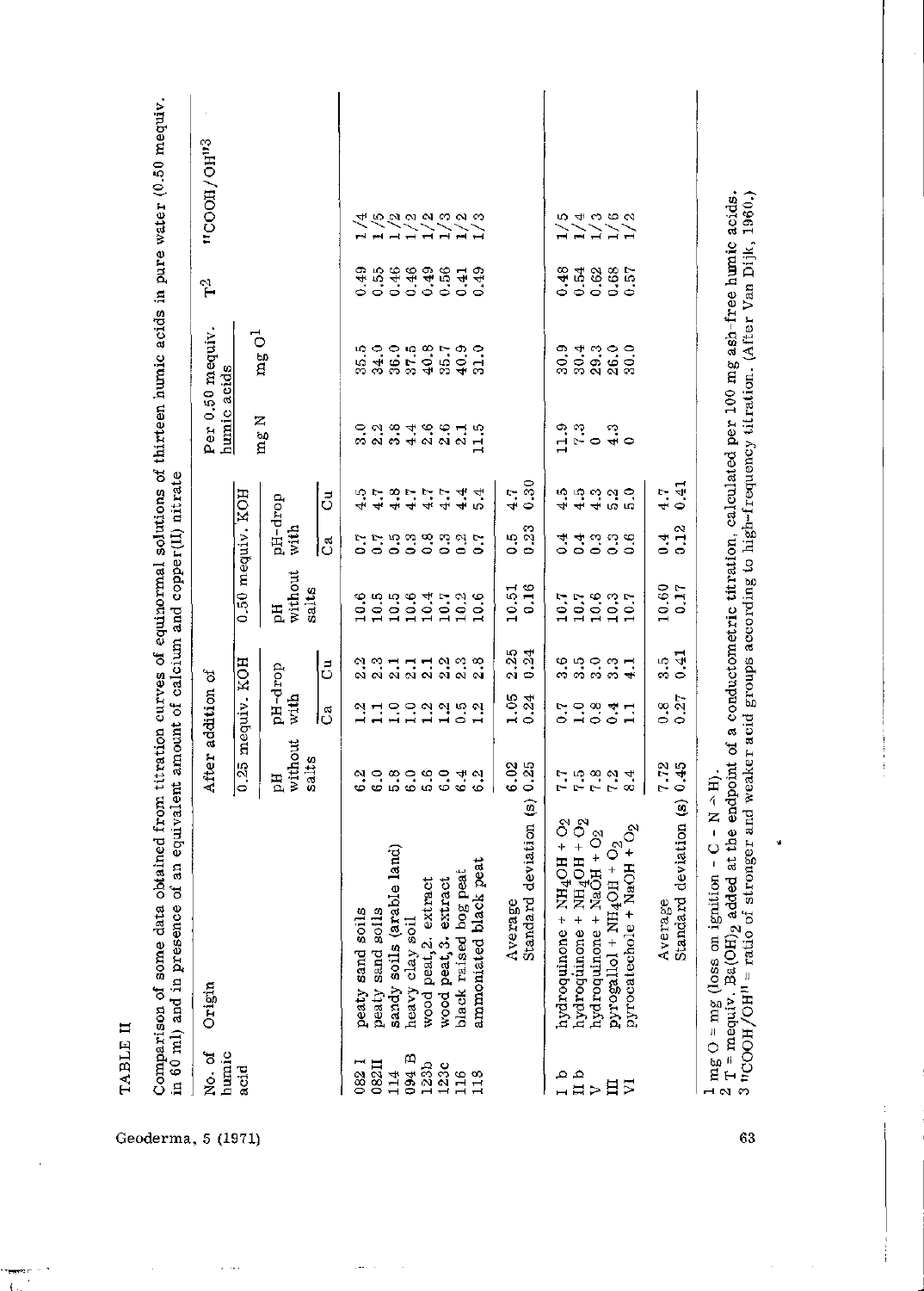TABLE II

Comparison of some data obtained from titration curves of equinormal solutions of thirteen humic acids in pure water (0.50 mequiv. in 60 ml) and in presence of an equivalent amount of calcium and copper(II) nitrate

| No. of humic acid | Origin | After addition of | | | | | | Per 0.50 mequiv. humic acids | | $T^2$ | "COOH/OH"[3] |
|---|---|---|---|---|---|---|---|---|---|---|---|
| | | 0.25 mequiv. KOH | | | 0.50 mequiv. KOH | | | | | | |
| | | pH without salts | pH-drop with | | pH without salts | pH-drop with | | mg N | mg O[1] | | |
| | | | Ca | Cu | | Ca | Cu | | | | |
| 082 I | peaty sand soils | 6.2 | 1.2 | 2.2 | 10.6 | 0.7 | 4.5 | 3.0 | 35.5 | 0.49 | 1/4 |
| 082 II | peaty sand soils | 6.0 | 1.1 | 2.3 | 10.5 | 0.7 | 4.7 | 2.2 | 34.0 | 0.55 | 1/5 |
| 114 | sandy soils (arable land) | 5.8 | 1.0 | 2.1 | 10.5 | 0.5 | 4.8 | 3.8 | 36.0 | 0.46 | 1/2 |
| 094 B | heavy clay soil | 6.0 | 1.0 | 2.1 | 10.6 | 0.3 | 4.7 | 4.4 | 37.5 | 0.46 | 1/2 |
| 123b | wood peat, 2. extract | 5.6 | 1.2 | 2.1 | 10.4 | 0.8 | 4.7 | 2.6 | 40.8 | 0.49 | 1/2 |
| 123c | wood peat, 3. extract | 6.0 | 1.2 | 2.2 | 10.7 | 0.3 | 4.7 | 2.6 | 35.7 | 0.56 | 1/3 |
| 116 | black raised bog peat | 6.4 | 0.5 | 2.3 | 10.2 | 0.2 | 4.4 | 2.1 | 40.9 | 0.41 | 1/2 |
| 118 | ammoniated black peat | 6.2 | 1.2 | 2.8 | 10.6 | 0.7 | 5.4 | 11.5 | 31.0 | 0.49 | 1/3 |
| | Average | 6.02 | 1.05 | 2.25 | 10.51 | 0.5 | 4.7 | | | | |
| | Standard deviation (s) | 0.25 | 0.24 | 0.24 | 0.16 | 0.23 | 0.30 | | | | |
| I b | hydroquinone + $NH_4OH$ + $O_2$ | 7.7 | 0.7 | 3.6 | 10.7 | 0.4 | 4.5 | 11.9 | 30.9 | 0.48 | 1/5 |
| II b | hydroquinone + $NH_4OH$ + $O_2$ | 7.5 | 1.0 | 3.5 | 10.7 | 0.4 | 4.5 | 7.3 | 30.4 | 0.54 | 1/4 |
| V | hydroquinone + NaOH + $O_2$ | 7.8 | 0.8 | 3.0 | 10.6 | 0.3 | 4.3 | 0 | 29.3 | 0.62 | 1/3 |
| III | pyrogallol + $NH_4OH$ + $O_2$ | 7.2 | 0.4 | 3.3 | 10.3 | 0.3 | 5.2 | 4.3 | 26.0 | 0.68 | 1/6 |
| VI | pyrocatechole + NaOH + $O_2$ | 8.4 | 1.1 | 4.1 | 10.7 | 0.6 | 5.0 | 0 | 30.0 | 0.57 | 1/2 |
| | Average | 7.72 | 0.8 | 3.5 | 10.60 | 0.4 | 4.7 | | | | |
| | Standard deviation (s) | 0.45 | 0.27 | 0.41 | 0.17 | 0.12 | 0.41 | | | | |

[1] mg O = mg (loss on ignition − C − N − H).
[2] T = mequiv. $Ba(OH)_2$ added at the endpoint of a conductometric titration, calculated per 100 mg ash-free humic acids.
[3] "COOH/OH" = ratio of stronger and weaker acid groups according to high-frequency titration. (After Van Dijk, 1960.)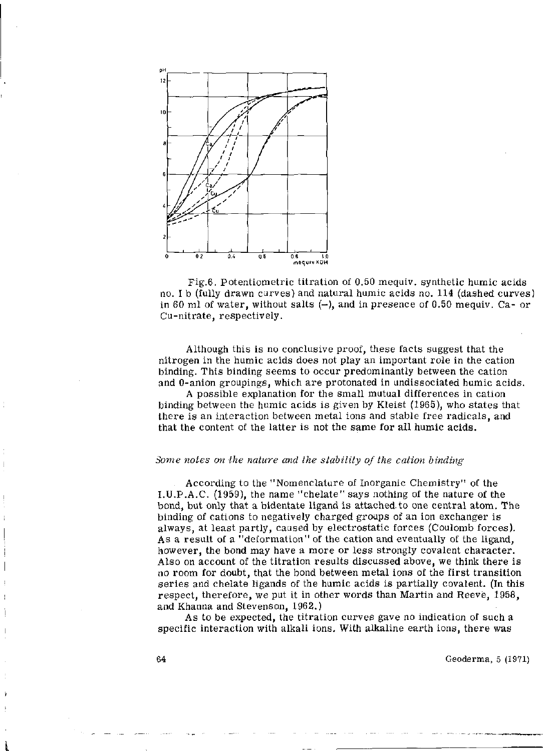Fig.6. Potentiometric titration of 0.50 mequiv. synthetic humic acids no. I b (fully drawn curves) and natural humic acids no. 114 (dashed curves) in 60 ml of water, without salts (–), and in presence of 0.50 mequiv. Ca- or Cu-nitrate, respectively.

Although this is no conclusive proof, these facts suggest that the nitrogen in the humic acids does not play an important role in the cation binding. This binding seems to occur predominantly between the cation and O-anion groupings, which are protonated in undissociated humic acids.

A possible explanation for the small mutual differences in cation binding between the humic acids is given by Kleist (1965), who states that there is an interaction between metal ions and stable free radicals, and that the content of the latter is not the same for all humic acids.

### *Some notes on the nature and the stability of the cation binding*

According to the "Nomenclature of Inorganic Chemistry" of the I.U.P.A.C. (1959), the name "chelate" says nothing of the nature of the bond, but only that a bidentate ligand is attached to one central atom. The binding of cations to negatively charged groups of an ion exchanger is always, at least partly, caused by electrostatic forces (Coulomb forces). As a result of a "deformation" of the cation and eventually of the ligand, however, the bond may have a more or less strongly covalent character. Also on account of the titration results discussed above, we think there is no room for doubt, that the bond between metal ions of the first transition series and chelate ligands of the humic acids is partially covalent. (In this respect, therefore, we put it in other words than Martin and Reeve, 1958, and Khanna and Stevenson, 1962.)

As to be expected, the titration curves gave no indication of such a specific interaction with alkali ions. With alkaline earth ions, there was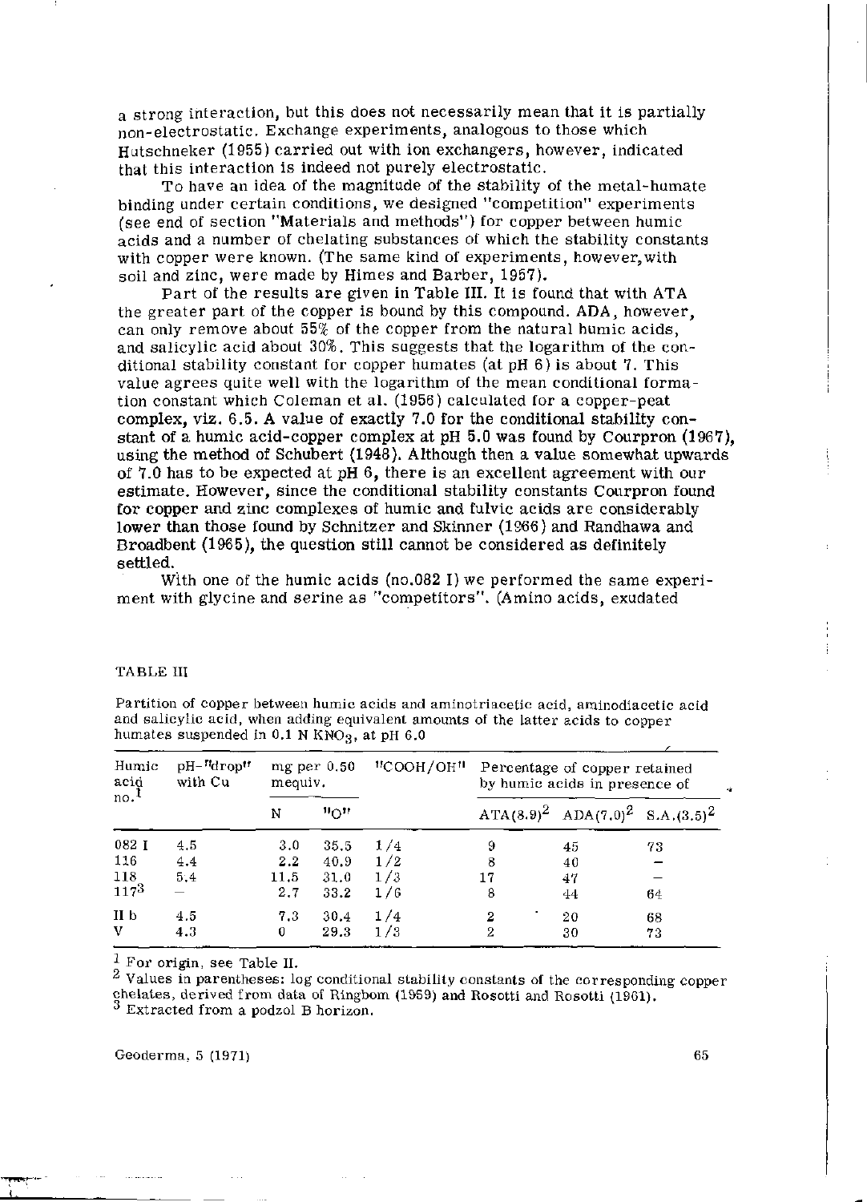a strong interaction, but this does not necessarily mean that it is partially non-electrostatic. Exchange experiments, analogous to those which Hutschneker (1955) carried out with ion exchangers, however, indicated that this interaction is indeed not purely electrostatic.

To have an idea of the magnitude of the stability of the metal-humate binding under certain conditions, we designed "competition" experiments (see end of section "Materials and methods") for copper between humic acids and a number of chelating substances of which the stability constants with copper were known. (The same kind of experiments, however, with soil and zinc, were made by Himes and Barber, 1957).

Part of the results are given in Table III. It is found that with ATA the greater part of the copper is bound by this compound. ADA, however, can only remove about 55% of the copper from the natural humic acids, and salicylic acid about 30%. This suggests that the logarithm of the conditional stability constant for copper humates (at pH 6) is about 7. This value agrees quite well with the logarithm of the mean conditional formation constant which Coleman et al. (1956) calculated for a copper-peat complex, viz. 6.5. A value of exactly 7.0 for the conditional stability constant of a humic acid-copper complex at pH 5.0 was found by Courpron (1967), using the method of Schubert (1948). Although then a value somewhat upwards of 7.0 has to be expected at pH 6, there is an excellent agreement with our estimate. However, since the conditional stability constants Courpron found for copper and zinc complexes of humic and fulvic acids are considerably lower than those found by Schnitzer and Skinner (1966) and Randhawa and Broadbent (1965), the question still cannot be considered as definitely settled.

With one of the humic acids (no.082 I) we performed the same experiment with glycine and serine as "competitors". (Amino acids, exudated

TABLE III

Partition of copper between humic acids and aminotriacetic acid, aminodiacetic acid and salicylic acid, when adding equivalent amounts of the latter acids to copper humates suspended in 0.1 N $KNO_3$, at pH 6.0

| Humic acid no.[1] | pH-"drop" with Cu | mg per 0.50 mequiv. | | "COOH/OH" | Percentage of copper retained by humic acids in presence of | | |
|---|---|---|---|---|---|---|---|
| | | N | "O" | | ATA(8.9)[2] | ADA(7.0)[2] | S.A.(3.5)[2] |
| 082 I | 4.5 | 3.0 | 35.5 | 1/4 | 9 | 45 | 73 |
| 116 | 4.4 | 2.2 | 40.9 | 1/2 | 8 | 40 | – |
| 118 | 5.4 | 11.5 | 31.0 | 1/3 | 17 | 47 | – |
| 117[3] | – | 2.7 | 33.2 | 1/6 | 8 | 44 | 64 |
| II b | 4.5 | 7.3 | 30.4 | 1/4 | 2 | 20 | 68 |
| V | 4.3 | 0 | 29.3 | 1/3 | 2 | 30 | 73 |

[1] For origin, see Table II.
[2] Values in parentheses: log conditional stability constants of the corresponding copper chelates, derived from data of Ringbom (1959) and Rosotti and Rosotti (1961).
[3] Extracted from a podzol B horizon.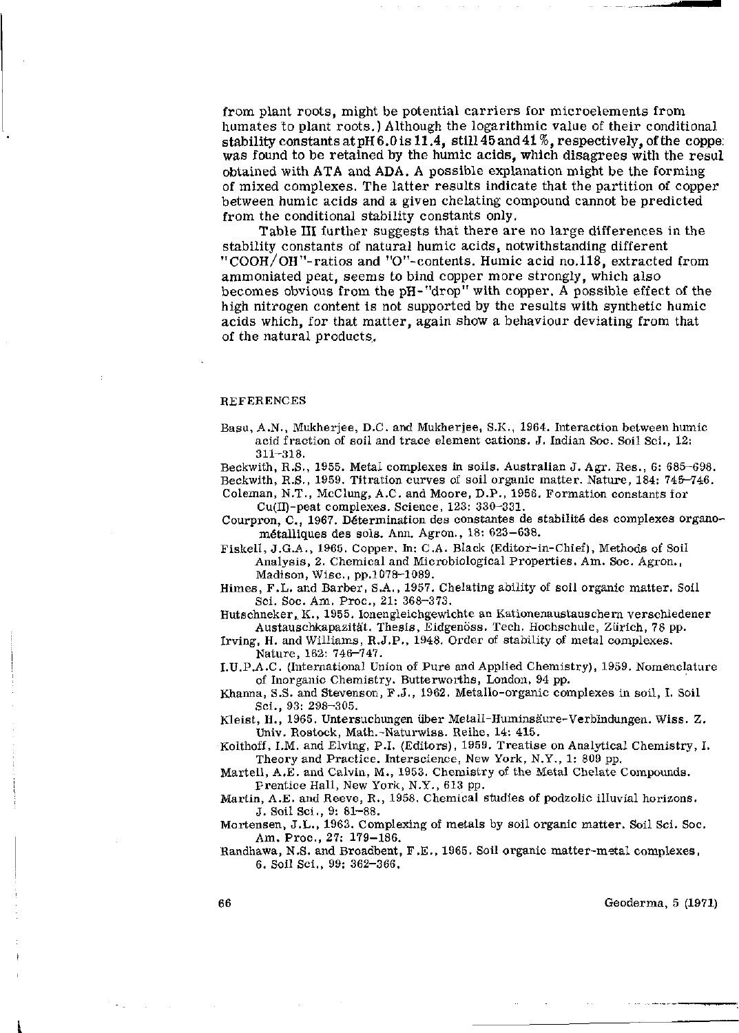from plant roots, might be potential carriers for microelements from humates to plant roots.) Although the logarithmic value of their conditional stability constants at pH 6.0 is 11.4, still 45 and 41 %, respectively, of the coppe: was found to be retained by the humic acids, which disagrees with the resul obtained with ATA and ADA. A possible explanation might be the forming of mixed complexes. The latter results indicate that the partition of copper between humic acids and a given chelating compound cannot be predicted from the conditional stability constants only.

Table III further suggests that there are no large differences in the stability constants of natural humic acids, notwithstanding different "COOH/OH"-ratios and "O"-contents. Humic acid no.118, extracted from ammoniated peat, seems to bind copper more strongly, which also becomes obvious from the pH-"drop" with copper. A possible effect of the high nitrogen content is not supported by the results with synthetic humic acids which, for that matter, again show a behaviour deviating from that of the natural products.

## REFERENCES

Basu, A.N., Mukherjee, D.C. and Mukherjee, S.K., 1964. Interaction between humic acid fraction of soil and trace element cations. J. Indian Soc. Soil Sci., 12: 311–318.

Beckwith, R.S., 1955. Metal complexes in soils. Australian J. Agr. Res., 6: 685–698.

Beckwith, R.S., 1959. Titration curves of soil organic matter. Nature, 184: 745–746.

Coleman, N.T., McClung, A.C. and Moore, D.P., 1956. Formation constants for Cu(II)-peat complexes. Science, 123: 330–331.

Courpron, C., 1967. Détermination des constantes de stabilité des complexes organo-métalliques des sols. Ann. Agron., 18: 623–638.

Fiskell, J.G.A., 1965. Copper. In: C.A. Black (Editor-in-Chief), Methods of Soil Analysis, 2. Chemical and Microbiological Properties. Am. Soc. Agron., Madison, Wisc., pp.1078–1089.

Himes, F.L. and Barber, S.A., 1957. Chelating ability of soil organic matter. Soil Sci. Soc. Am. Proc., 21: 368–373.

Hutschneker, K., 1955. Ionengleichgewichte an Kationenaustauschern verschiedener Austauschkapazität. Thesis, Eidgenöss. Tech. Hochschule, Zürich, 78 pp.

Irving, H. and Williams, R.J.P., 1948. Order of stability of metal complexes. Nature, 162: 746–747.

I.U.P.A.C. (International Union of Pure and Applied Chemistry), 1959. Nomenclature of Inorganic Chemistry. Butterworths, London, 94 pp.

Khanna, S.S. and Stevenson, F.J., 1962. Metallo-organic complexes in soil, I. Soil Sci., 93: 298–305.

Kleist, H., 1965. Untersuchungen über Metall-Huminsäure-Verbindungen. Wiss. Z. Univ. Rostock, Math.-Naturwiss. Reihe, 14: 415.

Kolthoff, I.M. and Elving, P.I. (Editors), 1959. Treatise on Analytical Chemistry, I. Theory and Practice. Interscience, New York, N.Y., 1: 809 pp.

Martell, A.E. and Calvin, M., 1953. Chemistry of the Metal Chelate Compounds. Prentice Hall, New York, N.Y., 613 pp.

Martin, A.E. and Reeve, R., 1958. Chemical studies of podzolic illuvial horizons. J. Soil Sci., 9: 81–88.

Mortensen, J.L., 1963. Complexing of metals by soil organic matter. Soil Sci. Soc. Am. Proc., 27: 179–186.

Randhawa, N.S. and Broadbent, F.E., 1965. Soil organic matter-metal complexes, 6. Soil Sci., 99: 362–366.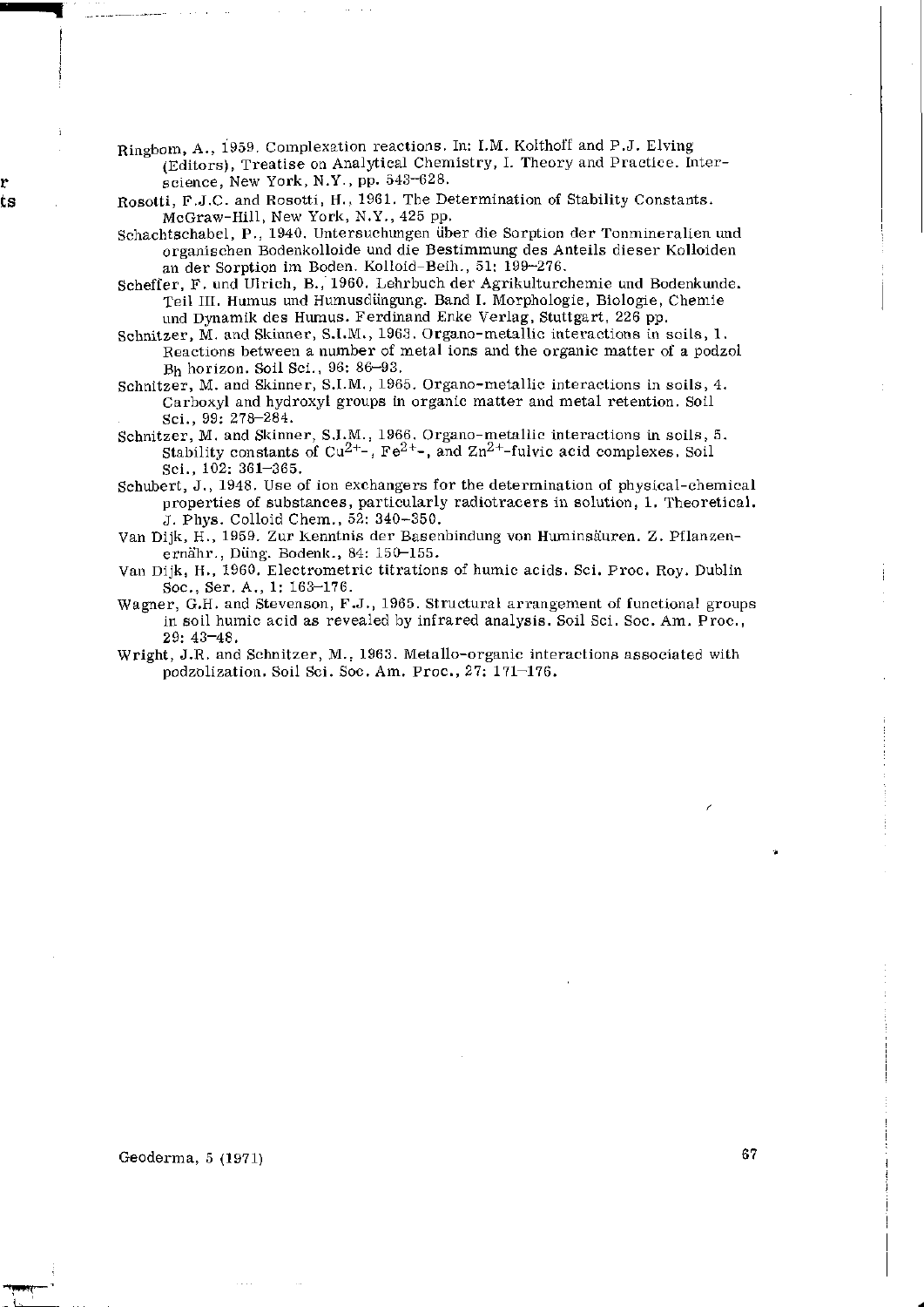Ringbom, A., 1959. Complexation reactions. In: I.M. Kolthoff and P.J. Elving (Editors), Treatise on Analytical Chemistry, I. Theory and Practice. Interscience, New York, N.Y., pp. 543–628.

Rosotti, F.J.C. and Rosotti, H., 1961. The Determination of Stability Constants. McGraw-Hill, New York, N.Y., 425 pp.

Schachtschabel, P., 1940. Untersuchungen über die Sorption der Tonmineralien und organischen Bodenkolloide und die Bestimmung des Anteils dieser Kolloiden an der Sorption im Boden. Kolloid-Beih., 51: 199–276.

Scheffer, F. und Ulrich, B., 1960. Lehrbuch der Agrikulturchemie und Bodenkunde. Teil III. Humus und Humusdüngung. Band I. Morphologie, Biologie, Chemie und Dynamik des Humus. Ferdinand Enke Verlag, Stuttgart, 226 pp.

Schnitzer, M. and Skinner, S.I.M., 1963. Organo-metallic interactions in soils, 1. Reactions between a number of metal ions and the organic matter of a podzol $B_h$ horizon. Soil Sci., 96: 86–93.

Schnitzer, M. and Skinner, S.I.M., 1965. Organo-metallic interactions in soils, 4. Carboxyl and hydroxyl groups in organic matter and metal retention. Soil Sci., 99: 278–284.

Schnitzer, M. and Skinner, S.I.M., 1966. Organo-metallic interactions in soils, 5. Stability constants of $Cu^{2+}$-, $Fe^{2+}$-, and $Zn^{2+}$-fulvic acid complexes. Soil Sci., 102: 361–365.

Schubert, J., 1948. Use of ion exchangers for the determination of physical-chemical properties of substances, particularly radiotracers in solution, 1. Theoretical. J. Phys. Colloid Chem., 52: 340–350.

Van Dijk, H., 1959. Zur Kenntnis der Basenbindung von Huminsäuren. Z. Pflanzenernähr., Düng. Bodenk., 84: 150–155.

Van Dijk, H., 1960. Electrometric titrations of humic acids. Sci. Proc. Roy. Dublin Soc., Ser. A., 1: 163–176.

Wagner, G.H. and Stevenson, F.J., 1965. Structural arrangement of functional groups in soil humic acid as revealed by infrared analysis. Soil Sci. Soc. Am. Proc., 29: 43–48.

Wright, J.R. and Schnitzer, M., 1963. Metallo-organic interactions associated with podzolization. Soil Sci. Soc. Am. Proc., 27: 171–176.